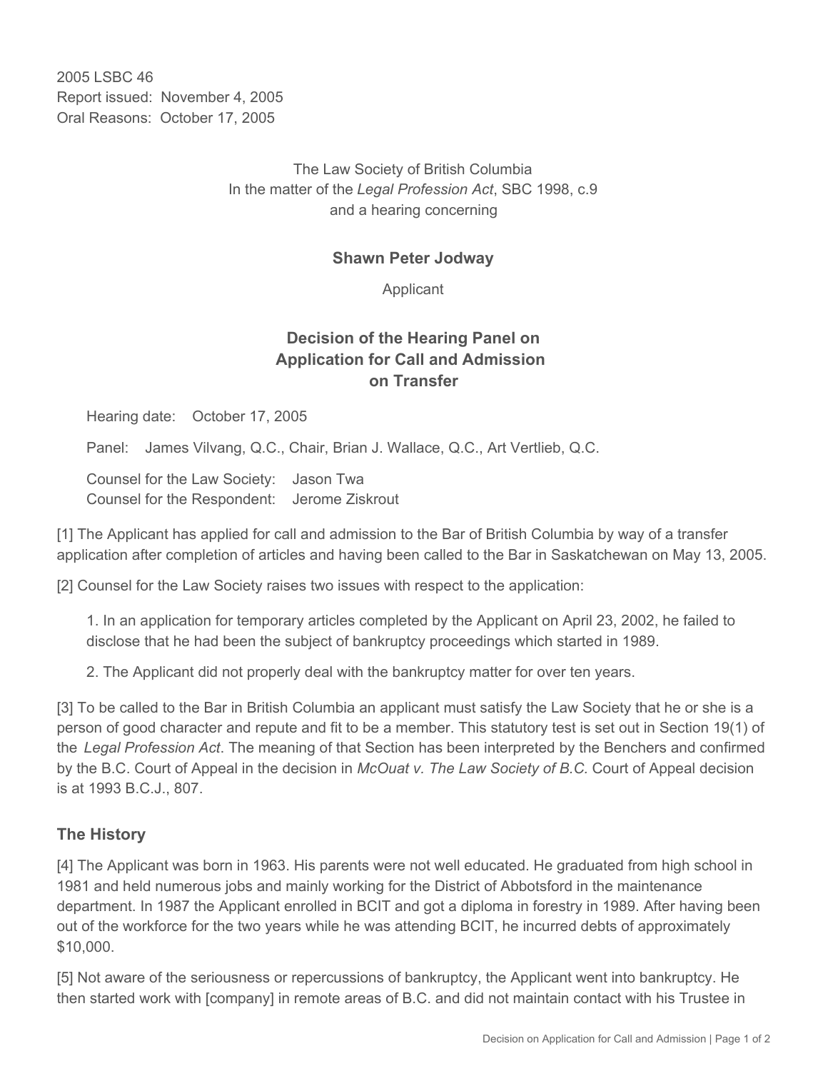2005 LSBC 46
Report issued: November 4, 2005
Oral Reasons: October 17, 2005

The Law Society of British Columbia
In the matter of the *Legal Profession Act*, SBC 1998, c.9
and a hearing concerning

**Shawn Peter Jodway**

Applicant

## Decision of the Hearing Panel on Application for Call and Admission on Transfer

Hearing date: October 17, 2005

Panel: James Vilvang, Q.C., Chair, Brian J. Wallace, Q.C., Art Vertlieb, Q.C.

Counsel for the Law Society: Jason Twa
Counsel for the Respondent: Jerome Ziskrout

[1] The Applicant has applied for call and admission to the Bar of British Columbia by way of a transfer application after completion of articles and having been called to the Bar in Saskatchewan on May 13, 2005.

[2] Counsel for the Law Society raises two issues with respect to the application:

1. In an application for temporary articles completed by the Applicant on April 23, 2002, he failed to disclose that he had been the subject of bankruptcy proceedings which started in 1989.

2. The Applicant did not properly deal with the bankruptcy matter for over ten years.

[3] To be called to the Bar in British Columbia an applicant must satisfy the Law Society that he or she is a person of good character and repute and fit to be a member. This statutory test is set out in Section 19(1) of the *Legal Profession Act*. The meaning of that Section has been interpreted by the Benchers and confirmed by the B.C. Court of Appeal in the decision in *McOuat v. The Law Society of B.C.* Court of Appeal decision is at 1993 B.C.J., 807.

### The History

[4] The Applicant was born in 1963. His parents were not well educated. He graduated from high school in 1981 and held numerous jobs and mainly working for the District of Abbotsford in the maintenance department. In 1987 the Applicant enrolled in BCIT and got a diploma in forestry in 1989. After having been out of the workforce for the two years while he was attending BCIT, he incurred debts of approximately $10,000.

[5] Not aware of the seriousness or repercussions of bankruptcy, the Applicant went into bankruptcy. He then started work with [company] in remote areas of B.C. and did not maintain contact with his Trustee in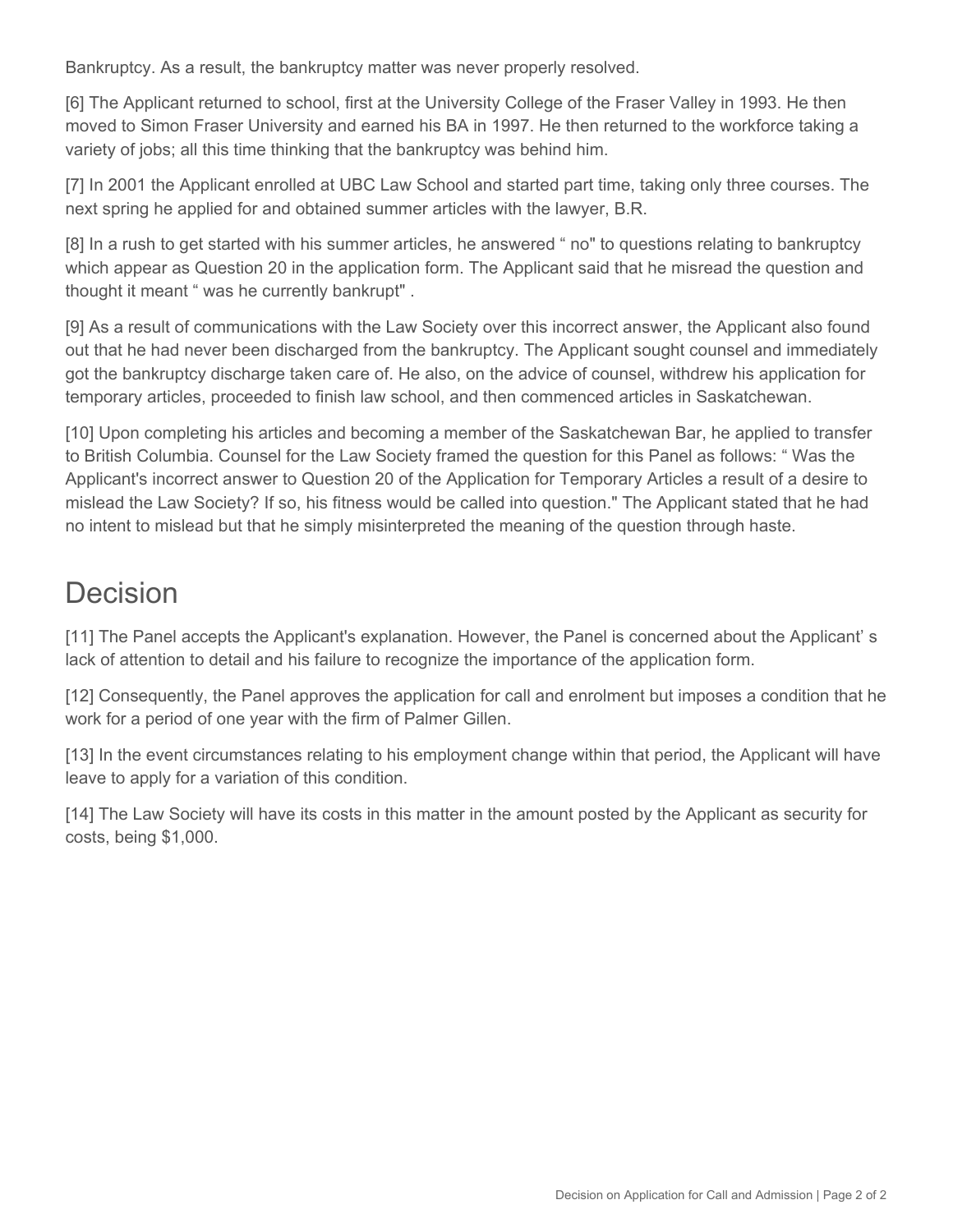Bankruptcy. As a result, the bankruptcy matter was never properly resolved.

[6] The Applicant returned to school, first at the University College of the Fraser Valley in 1993. He then moved to Simon Fraser University and earned his BA in 1997. He then returned to the workforce taking a variety of jobs; all this time thinking that the bankruptcy was behind him.

[7] In 2001 the Applicant enrolled at UBC Law School and started part time, taking only three courses. The next spring he applied for and obtained summer articles with the lawyer, B.R.

[8] In a rush to get started with his summer articles, he answered " no" to questions relating to bankruptcy which appear as Question 20 in the application form. The Applicant said that he misread the question and thought it meant " was he currently bankrupt" .

[9] As a result of communications with the Law Society over this incorrect answer, the Applicant also found out that he had never been discharged from the bankruptcy. The Applicant sought counsel and immediately got the bankruptcy discharge taken care of. He also, on the advice of counsel, withdrew his application for temporary articles, proceeded to finish law school, and then commenced articles in Saskatchewan.

[10] Upon completing his articles and becoming a member of the Saskatchewan Bar, he applied to transfer to British Columbia. Counsel for the Law Society framed the question for this Panel as follows: " Was the Applicant's incorrect answer to Question 20 of the Application for Temporary Articles a result of a desire to mislead the Law Society? If so, his fitness would be called into question." The Applicant stated that he had no intent to mislead but that he simply misinterpreted the meaning of the question through haste.

## Decision

[11] The Panel accepts the Applicant's explanation. However, the Panel is concerned about the Applicant' s lack of attention to detail and his failure to recognize the importance of the application form.

[12] Consequently, the Panel approves the application for call and enrolment but imposes a condition that he work for a period of one year with the firm of Palmer Gillen.

[13] In the event circumstances relating to his employment change within that period, the Applicant will have leave to apply for a variation of this condition.

[14] The Law Society will have its costs in this matter in the amount posted by the Applicant as security for costs, being $1,000.